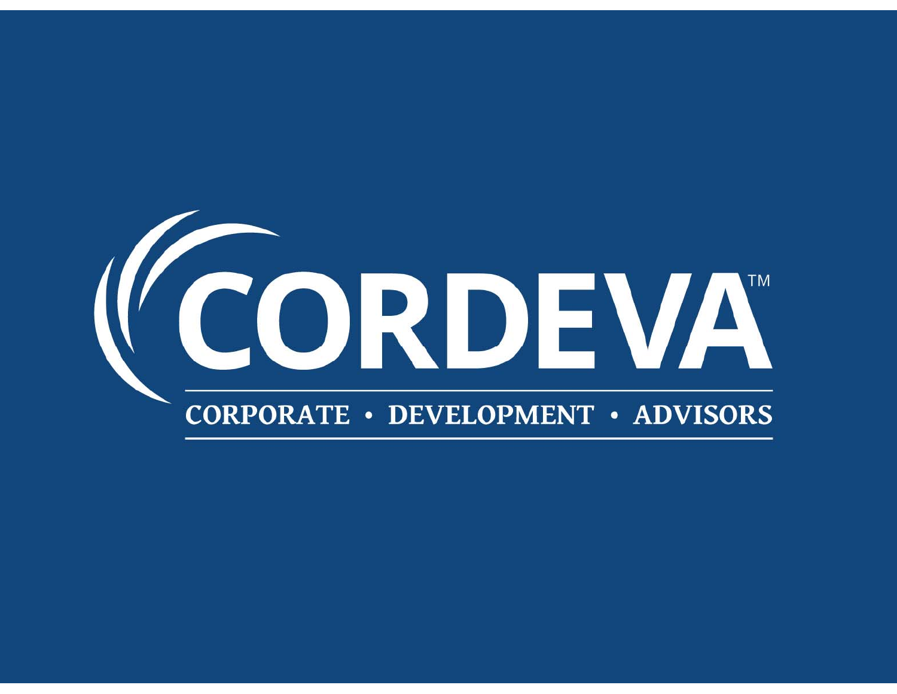# CORDEVA™

CORPORATE • DEVELOPMENT • ADVISORS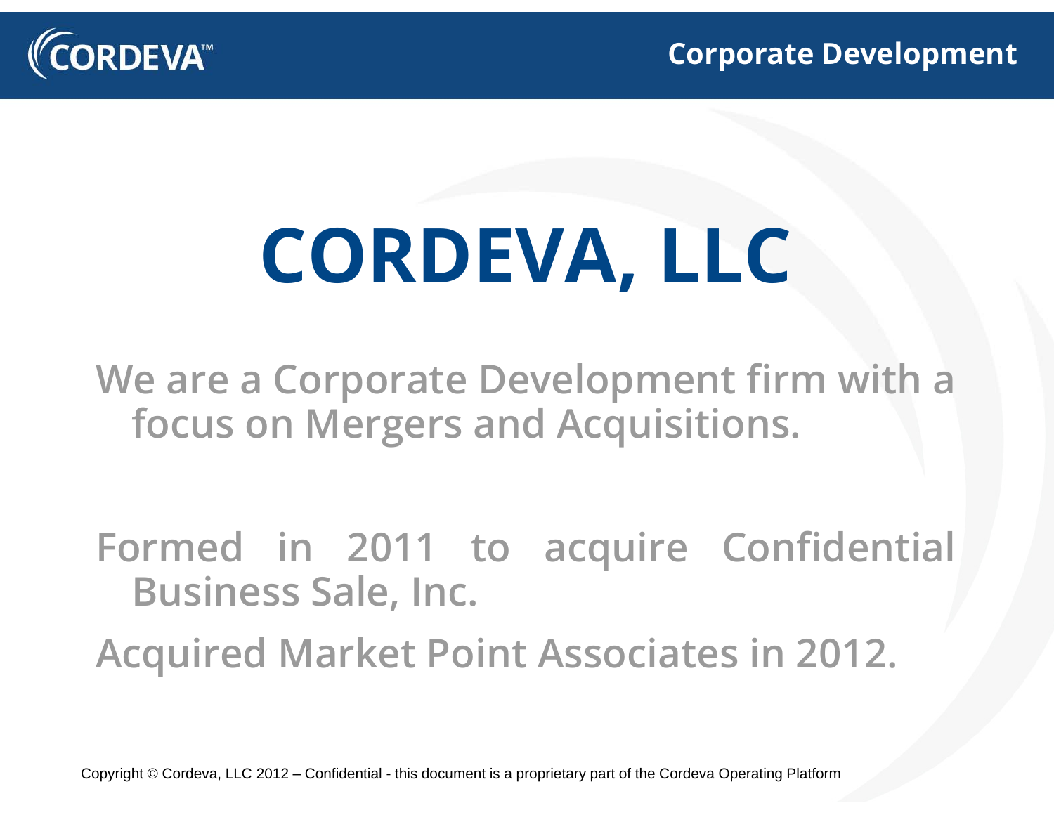# CORDEVA, LLC

We are a Corporate Development firm with a focus on Mergers and Acquisitions.

Formed in 2011 to acquire Confidential Business Sale, Inc.

Acquired Market Point Associates in 2012.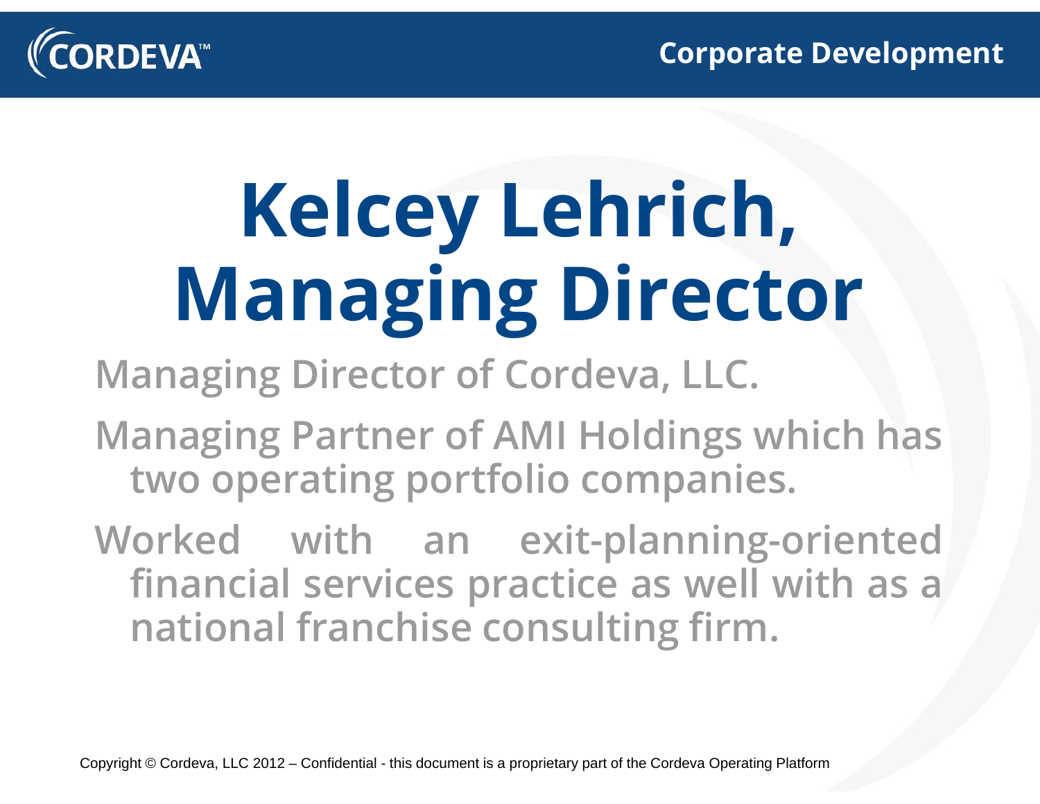# Kelcey Lehrich, Managing Director

- Managing Director of Cordeva, LLC.
- Managing Partner of AMI Holdings which has two operating portfolio companies.
- Worked with an exit-planning-oriented financial services practice as well with as a national franchise consulting firm.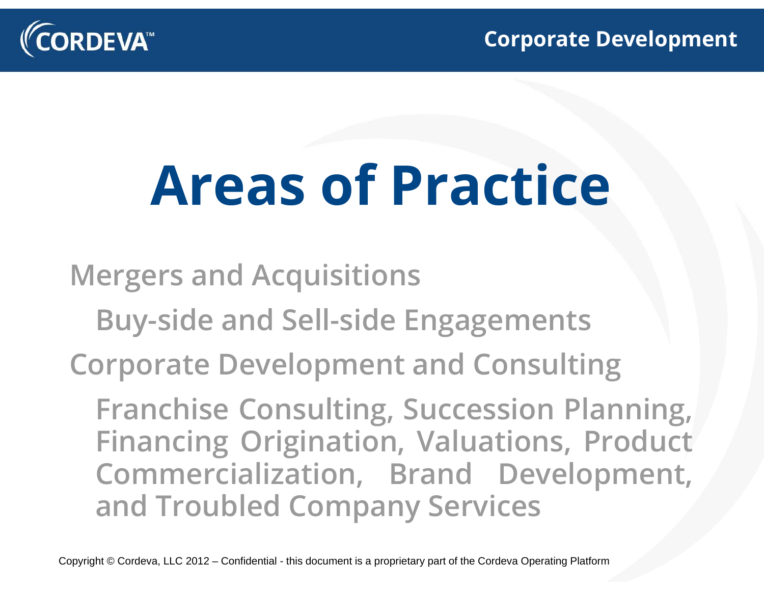# Areas of Practice

- Mergers and Acquisitions
  - Buy-side and Sell-side Engagements
- Corporate Development and Consulting
  - Franchise Consulting, Succession Planning, Financing Origination, Valuations, Product Commercialization, Brand Development, and Troubled Company Services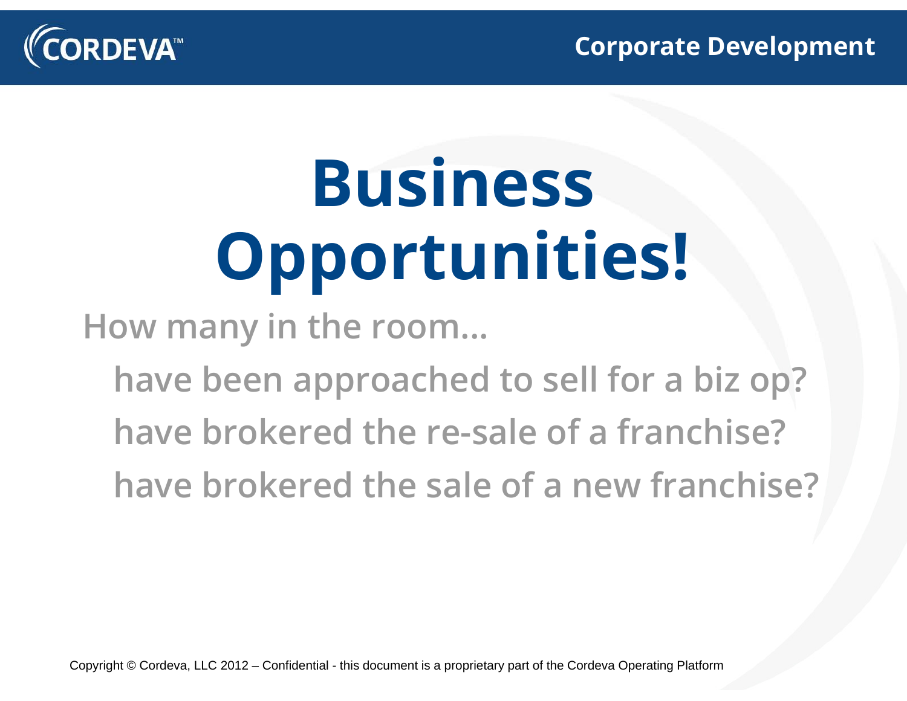# Business Opportunities!

How many in the room…

- have been approached to sell for a biz op?
- have brokered the re-sale of a franchise?
- have brokered the sale of a new franchise?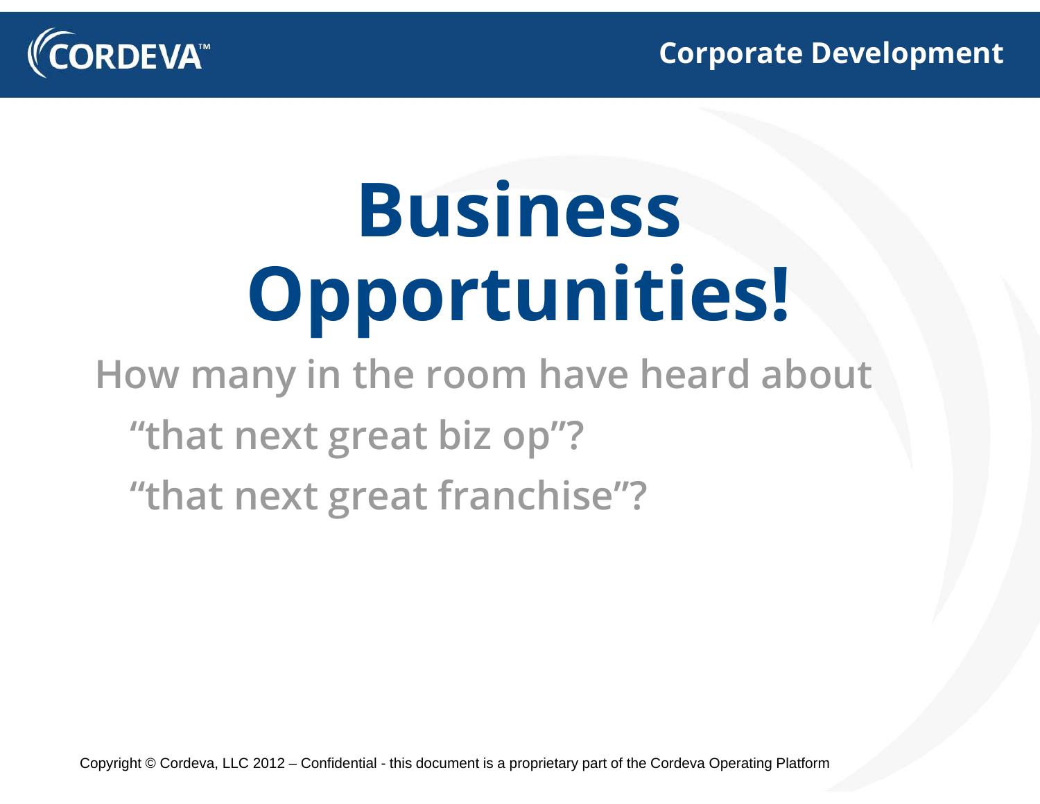# Business Opportunities!

How many in the room have heard about

- "that next great biz op"?
- "that next great franchise"?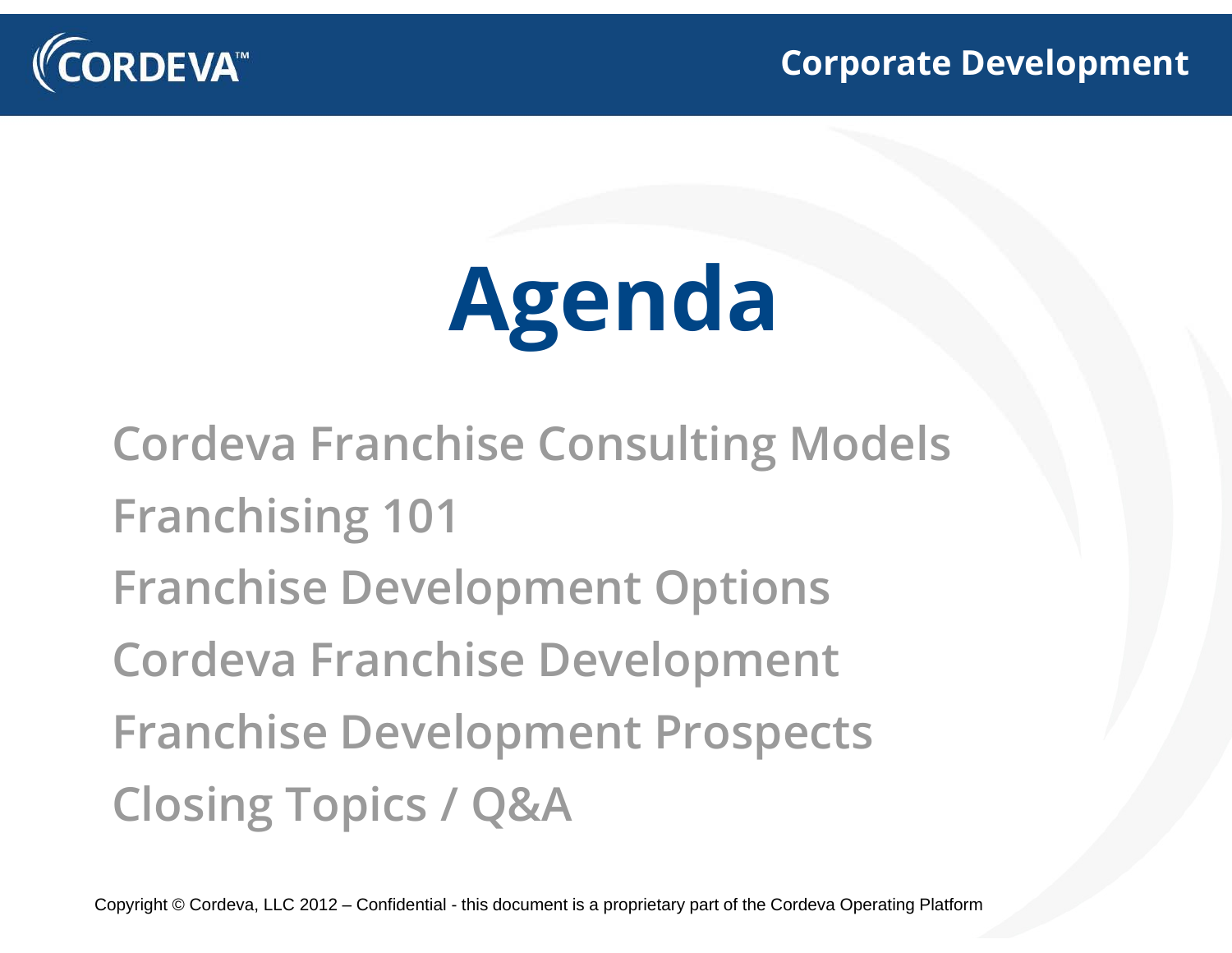# Agenda

- Cordeva Franchise Consulting Models
- Franchising 101
- Franchise Development Options
- Cordeva Franchise Development
- Franchise Development Prospects
- Closing Topics / Q&A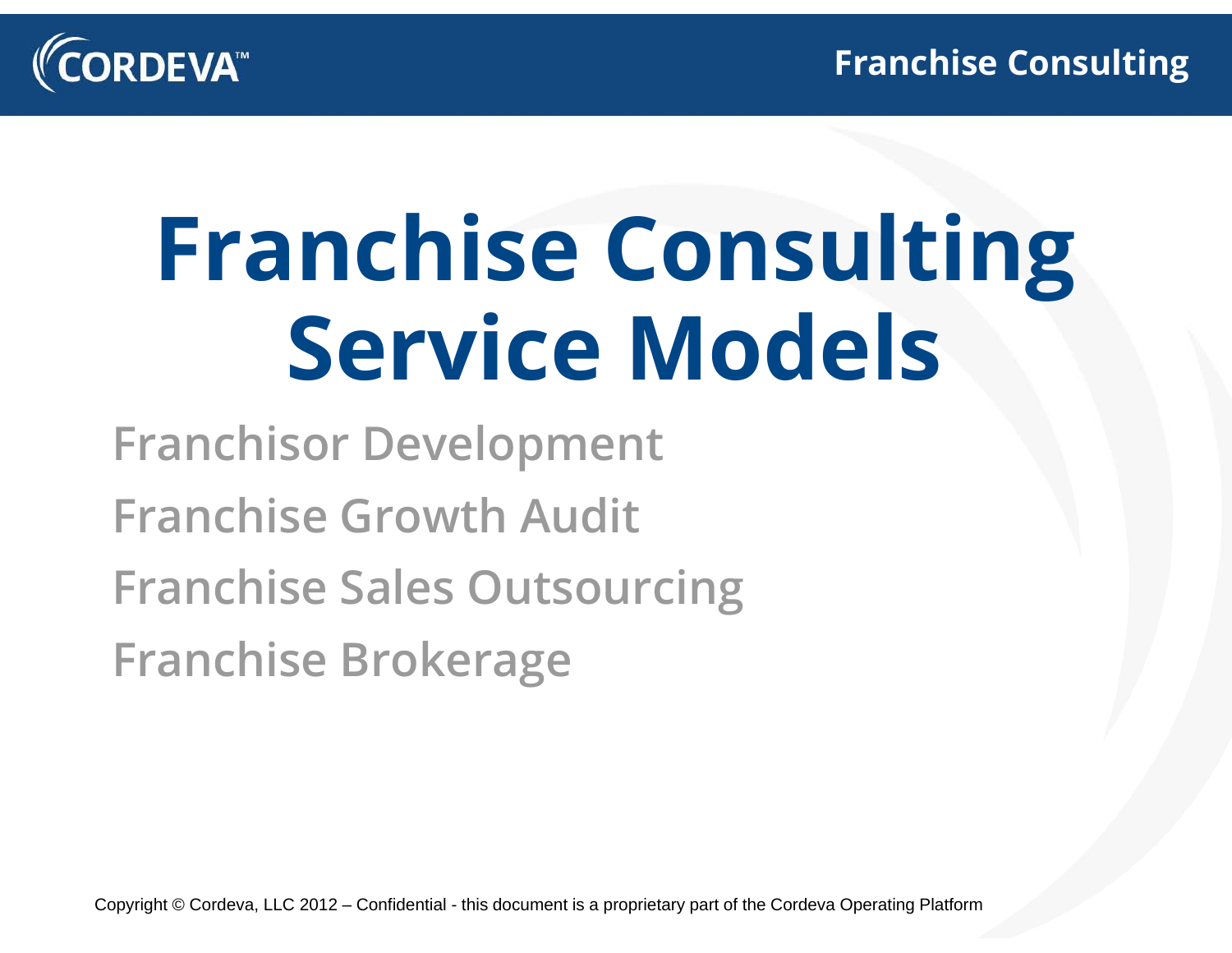# Franchise Consulting Service Models

- Franchisor Development
- Franchise Growth Audit
- Franchise Sales Outsourcing
- Franchise Brokerage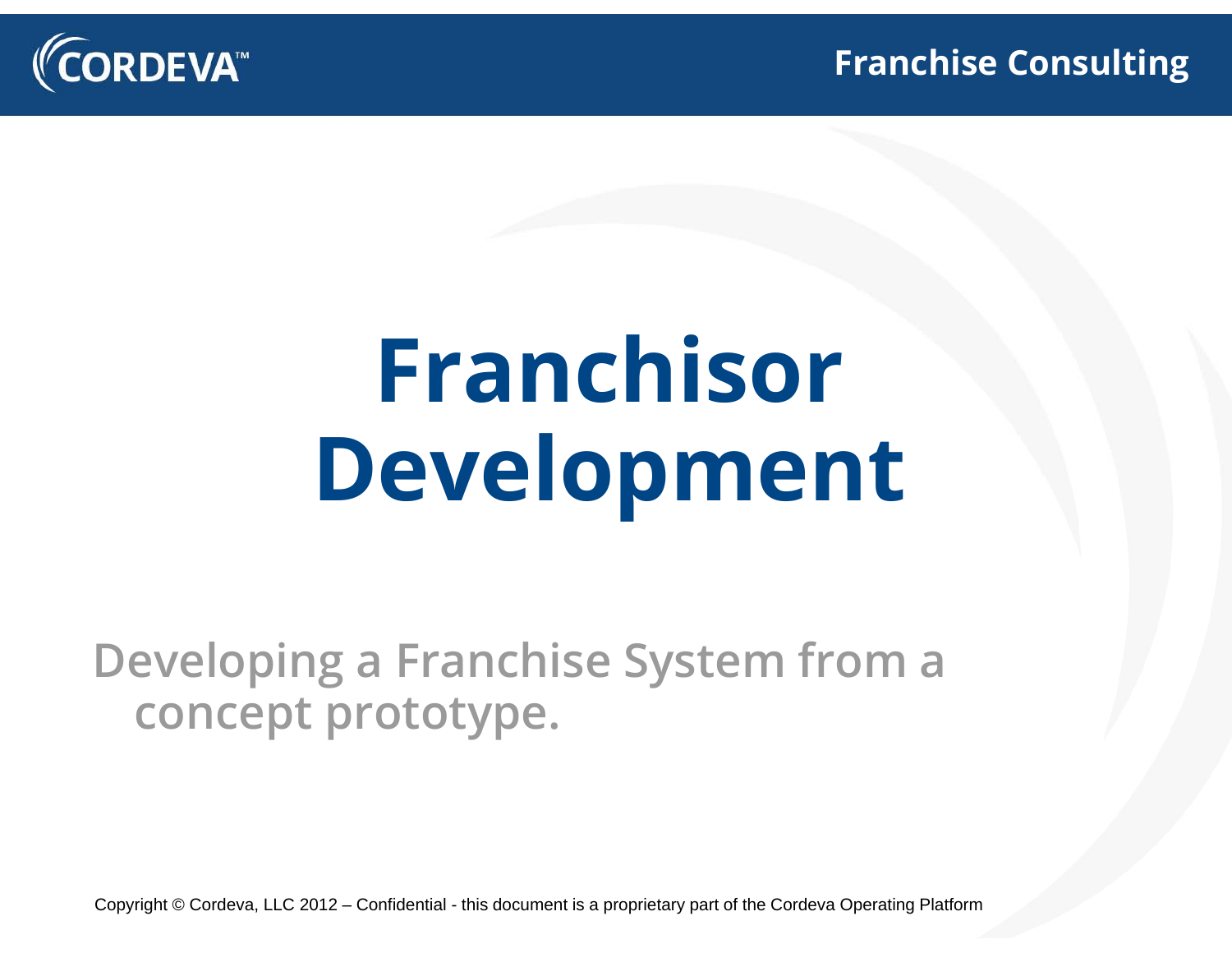# Franchisor Development

## Developing a Franchise System from a concept prototype.

Copyright © Cordeva, LLC 2012 – Confidential - this document is a proprietary part of the Cordeva Operating Platform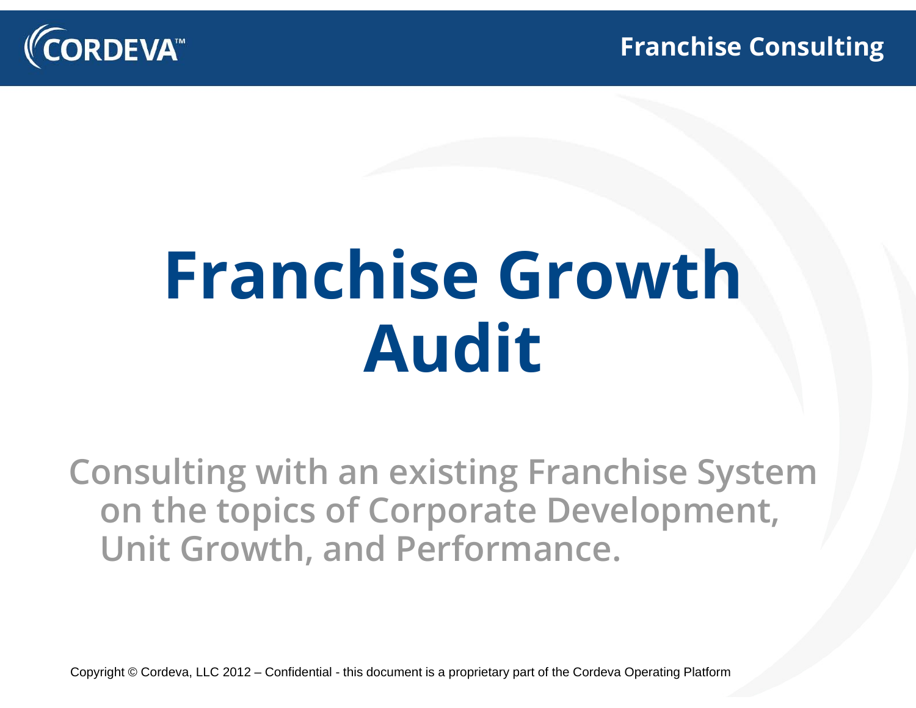# Franchise Growth Audit

Consulting with an existing Franchise System on the topics of Corporate Development, Unit Growth, and Performance.

Copyright © Cordeva, LLC 2012 – Confidential - this document is a proprietary part of the Cordeva Operating Platform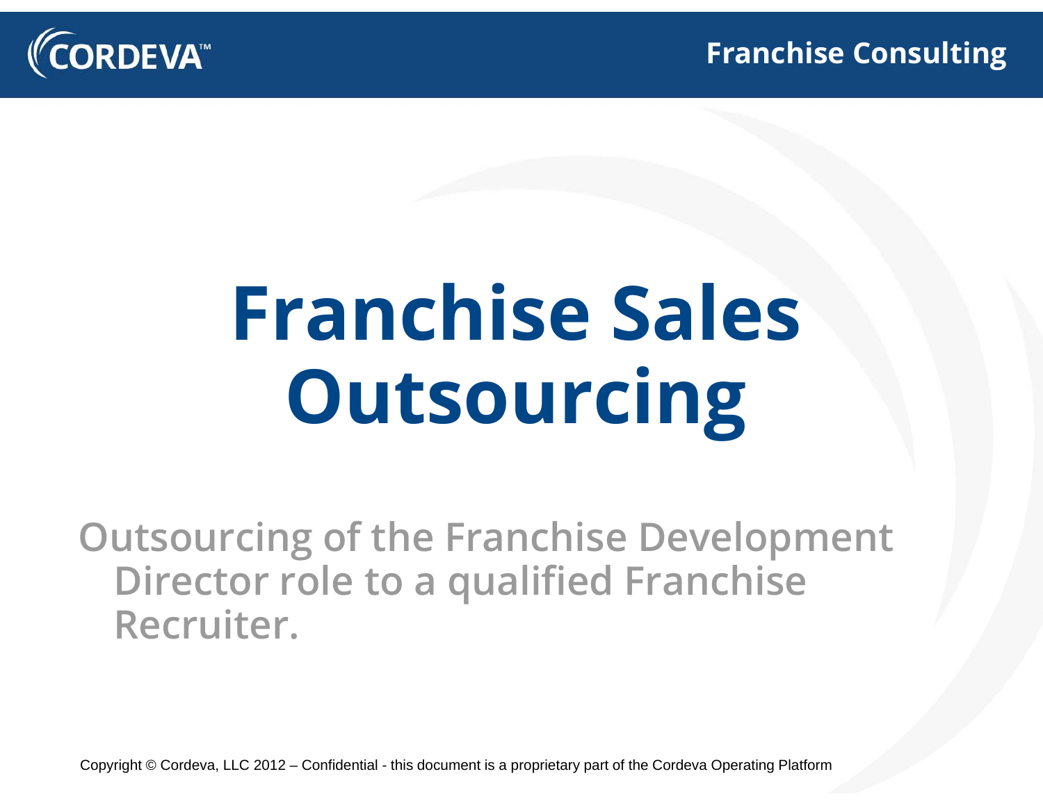# Franchise Sales Outsourcing

Outsourcing of the Franchise Development Director role to a qualified Franchise Recruiter.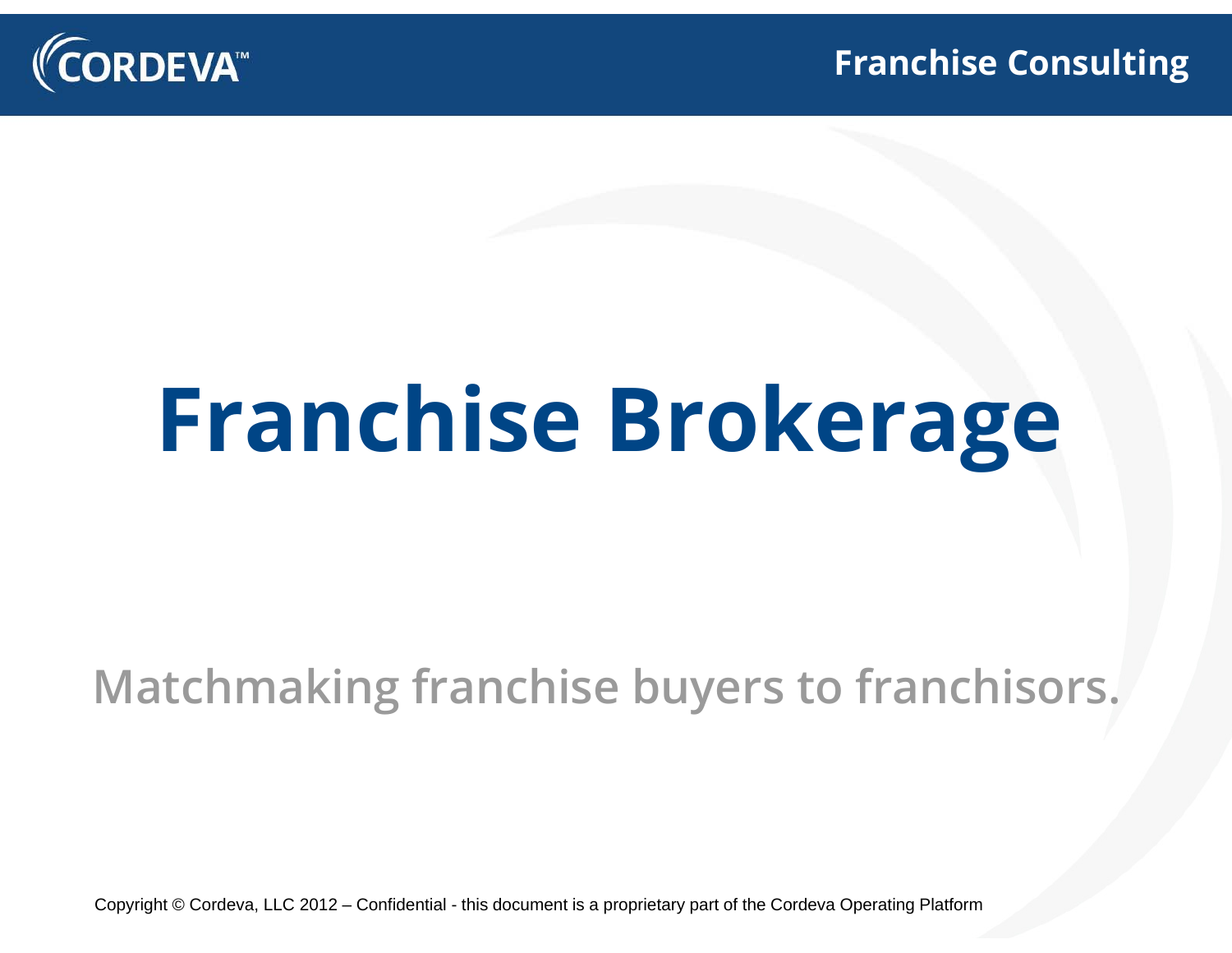# Franchise Brokerage

Matchmaking franchise buyers to franchisors.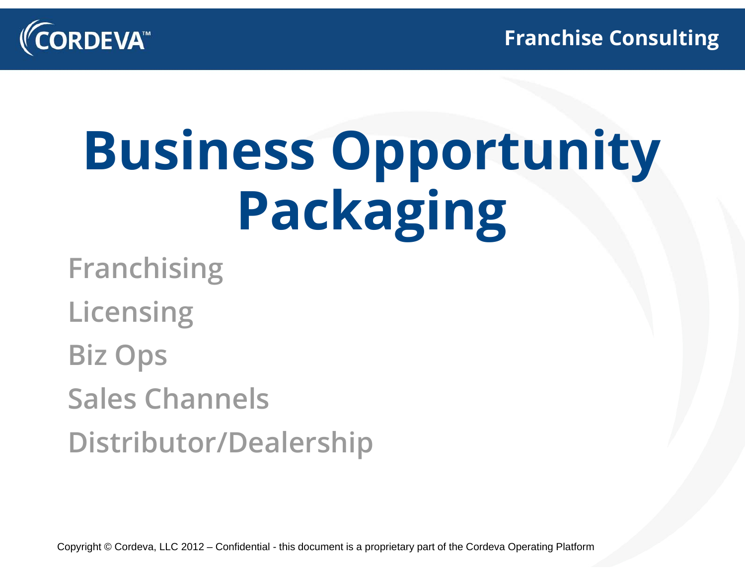# Business Opportunity Packaging

- Franchising
- Licensing
- Biz Ops
- Sales Channels
- Distributor/Dealership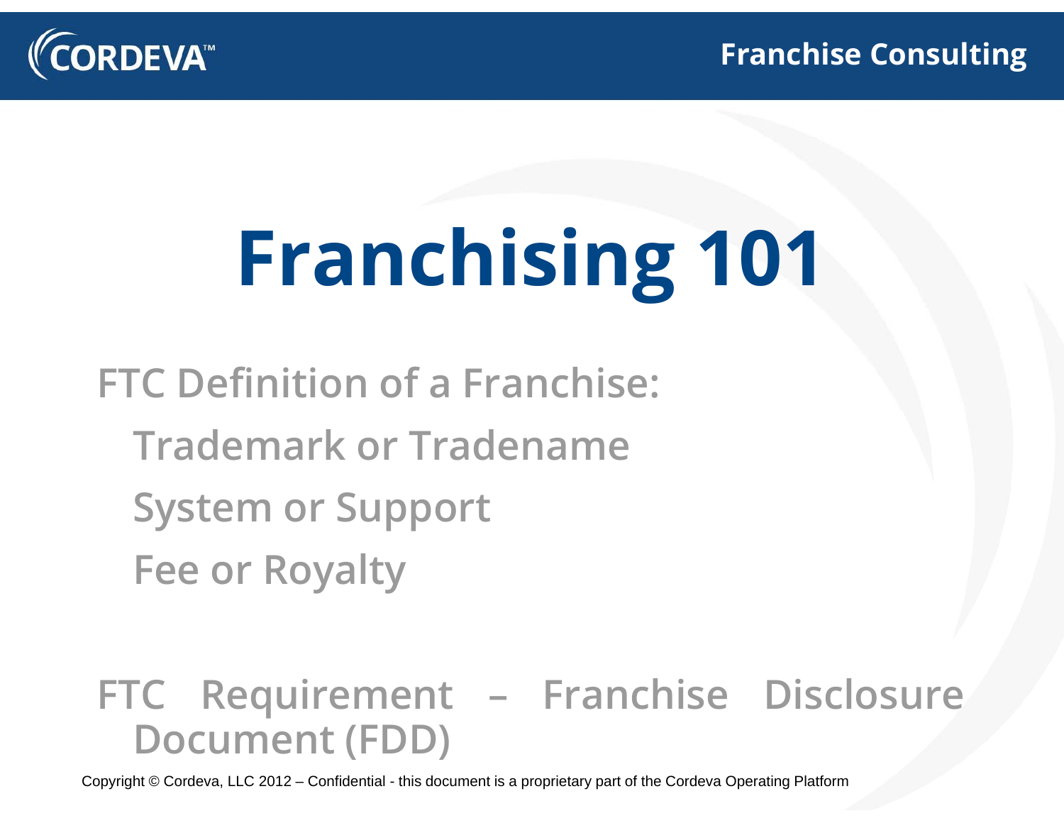# Franchising 101

FTC Definition of a Franchise:

- Trademark or Tradename
- System or Support
- Fee or Royalty

FTC Requirement – Franchise Disclosure Document (FDD)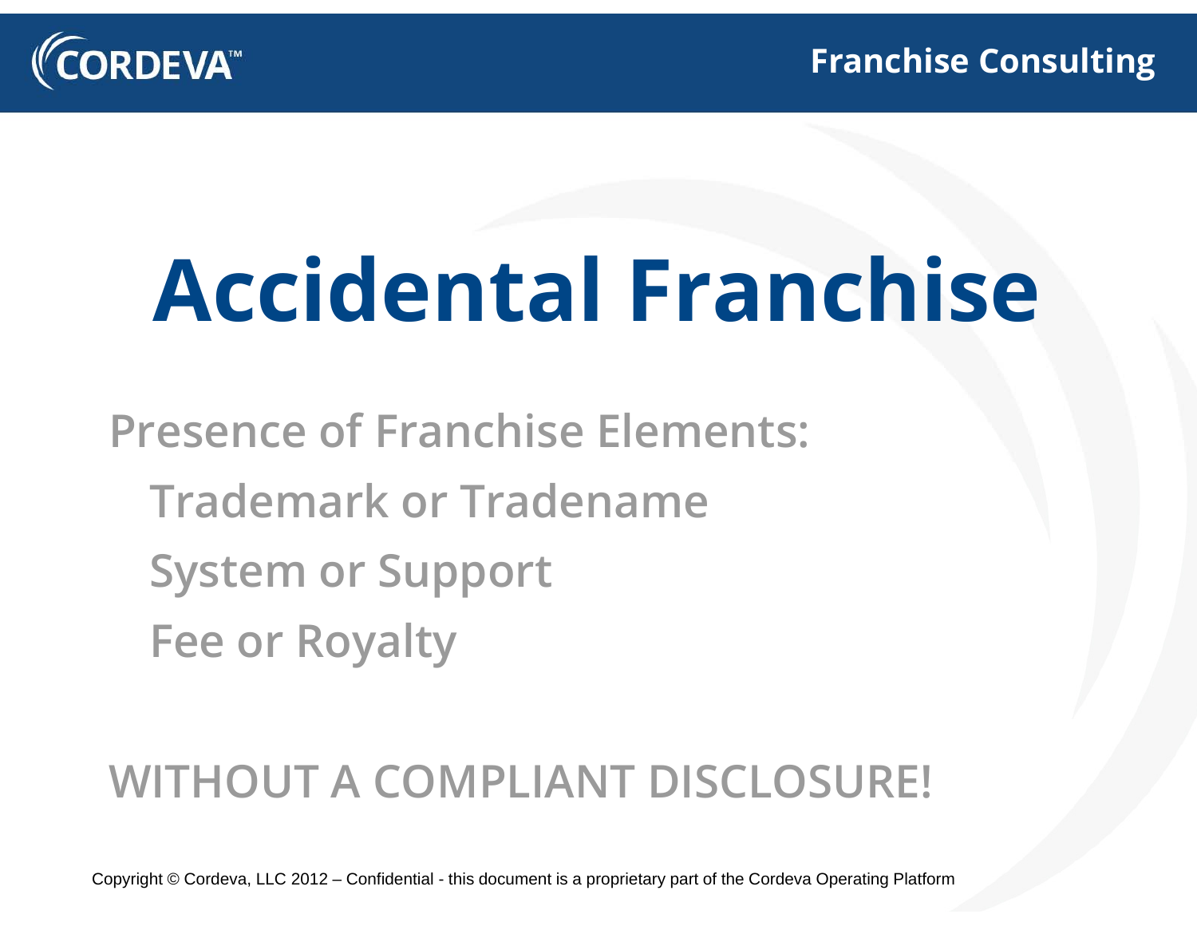# Accidental Franchise

Presence of Franchise Elements:

- Trademark or Tradename
- System or Support
- Fee or Royalty

WITHOUT A COMPLIANT DISCLOSURE!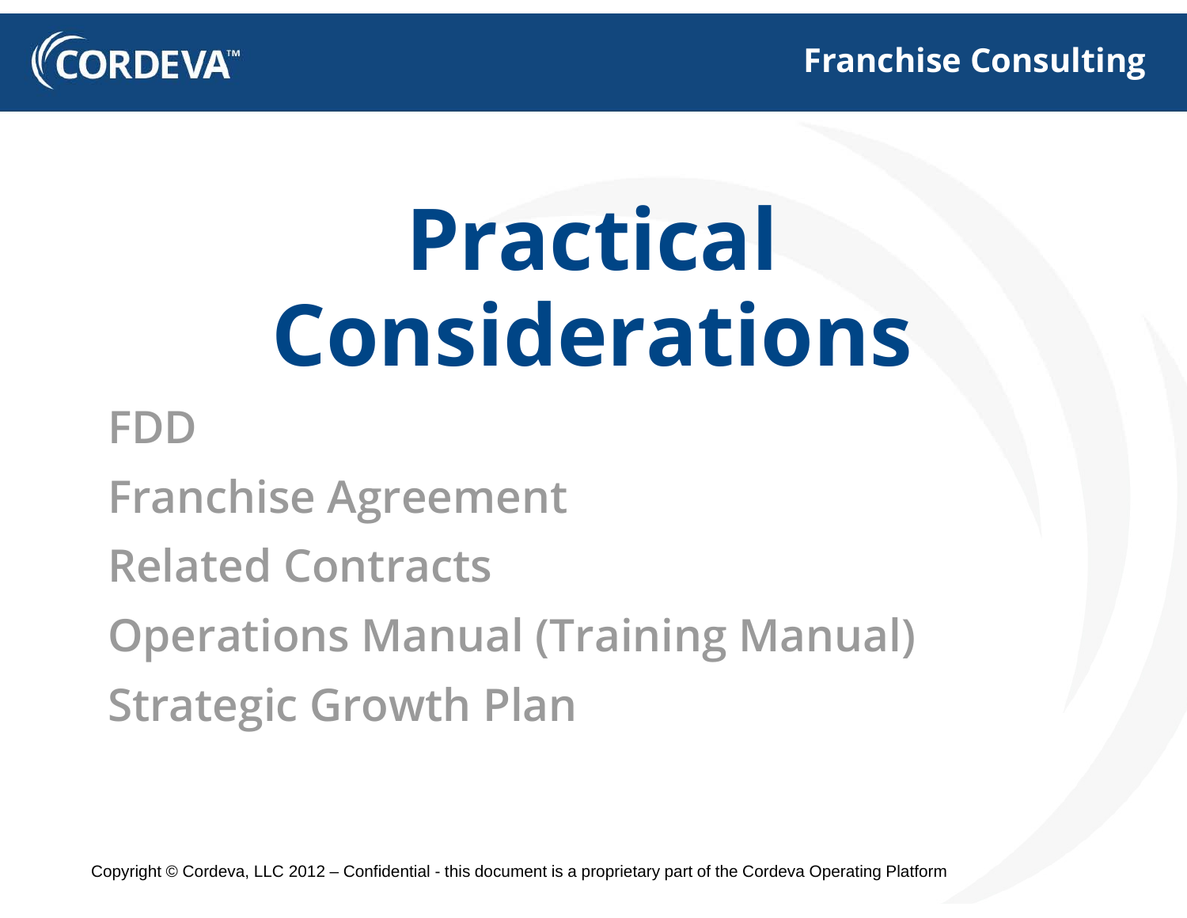# Practical Considerations

- FDD
- Franchise Agreement
- Related Contracts
- Operations Manual (Training Manual)
- Strategic Growth Plan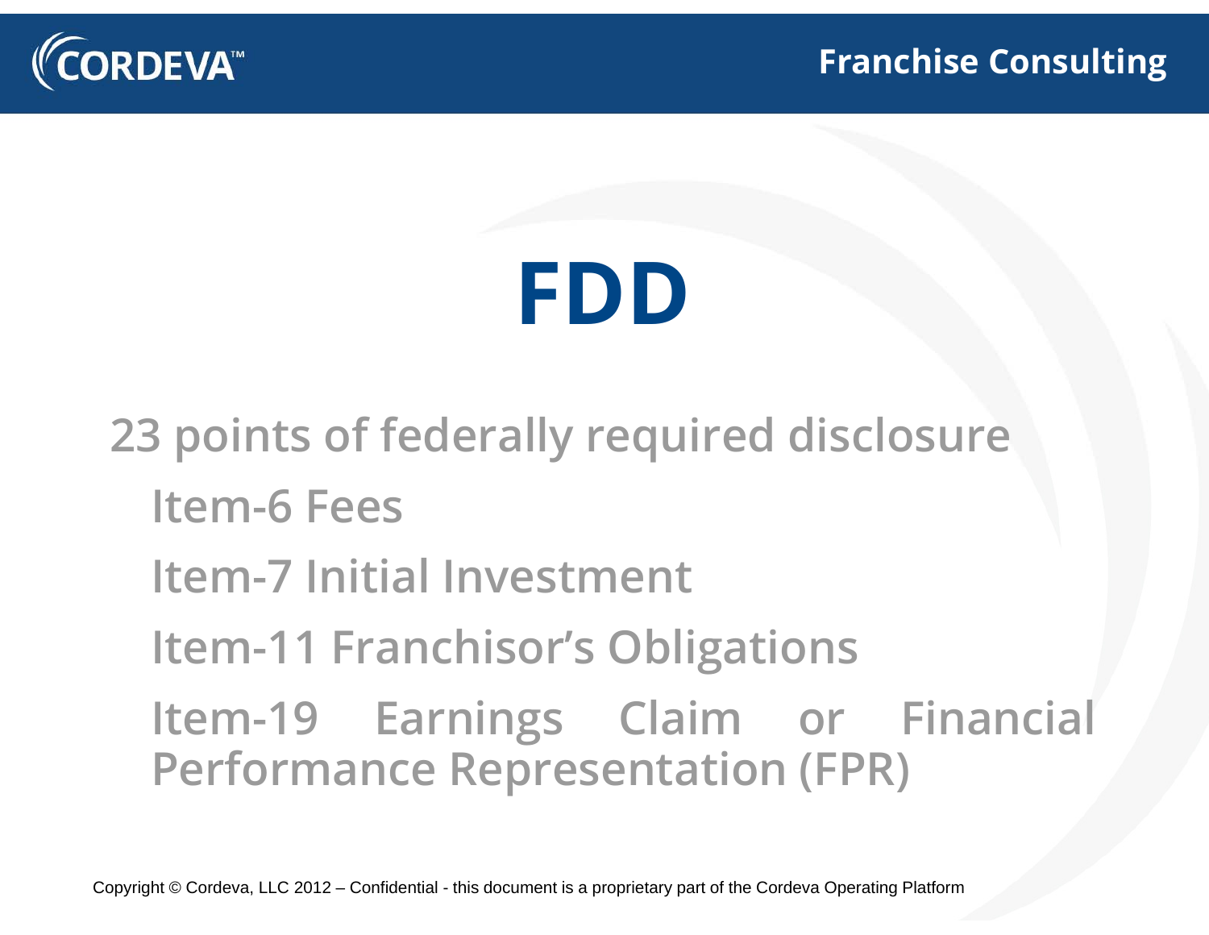# FDD

23 points of federally required disclosure

- Item-6 Fees
- Item-7 Initial Investment
- Item-11 Franchisor's Obligations
- Item-19 Earnings Claim or Financial Performance Representation (FPR)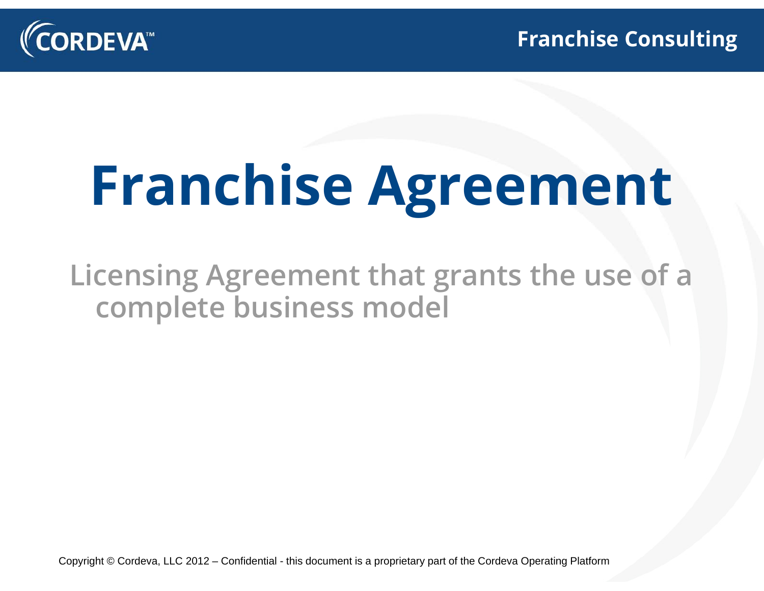# Franchise Agreement

Licensing Agreement that grants the use of a complete business model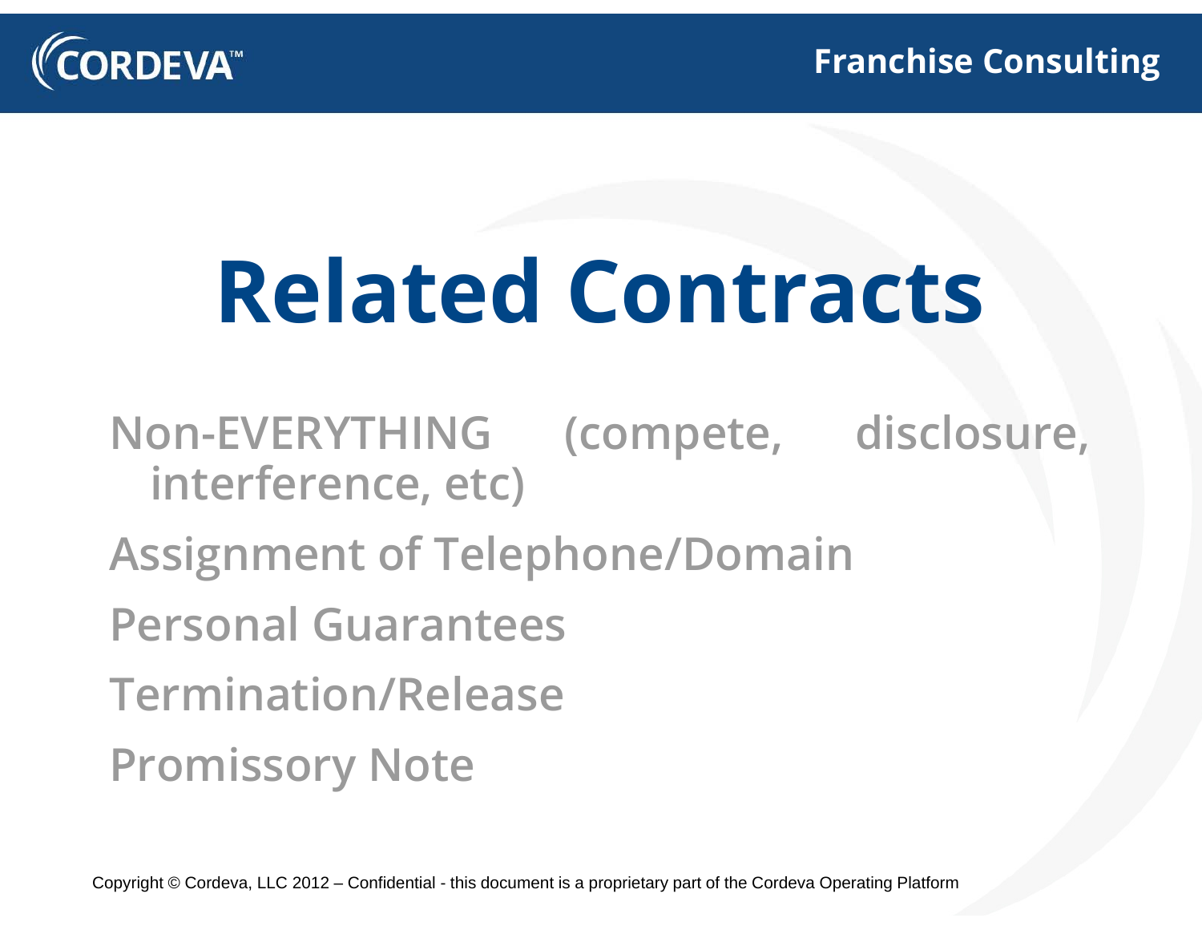# Related Contracts

- Non-EVERYTHING (compete, disclosure, interference, etc)
- Assignment of Telephone/Domain
- Personal Guarantees
- Termination/Release
- Promissory Note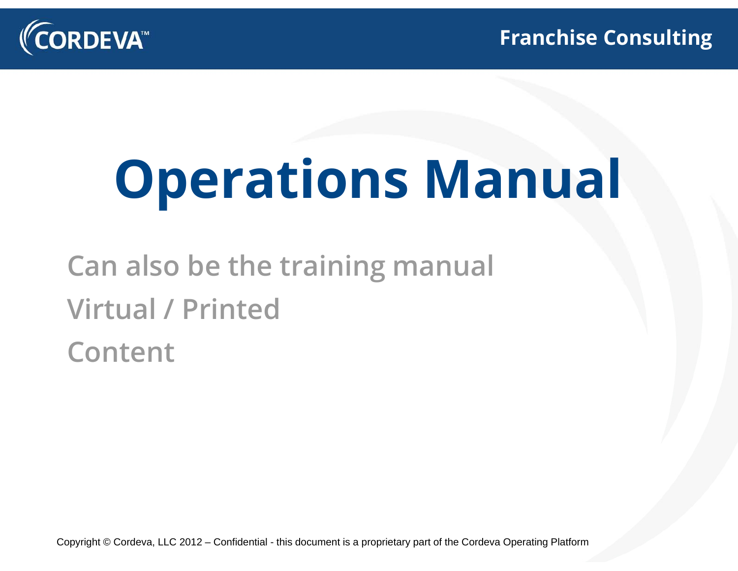# Operations Manual

- Can also be the training manual
- Virtual / Printed
- Content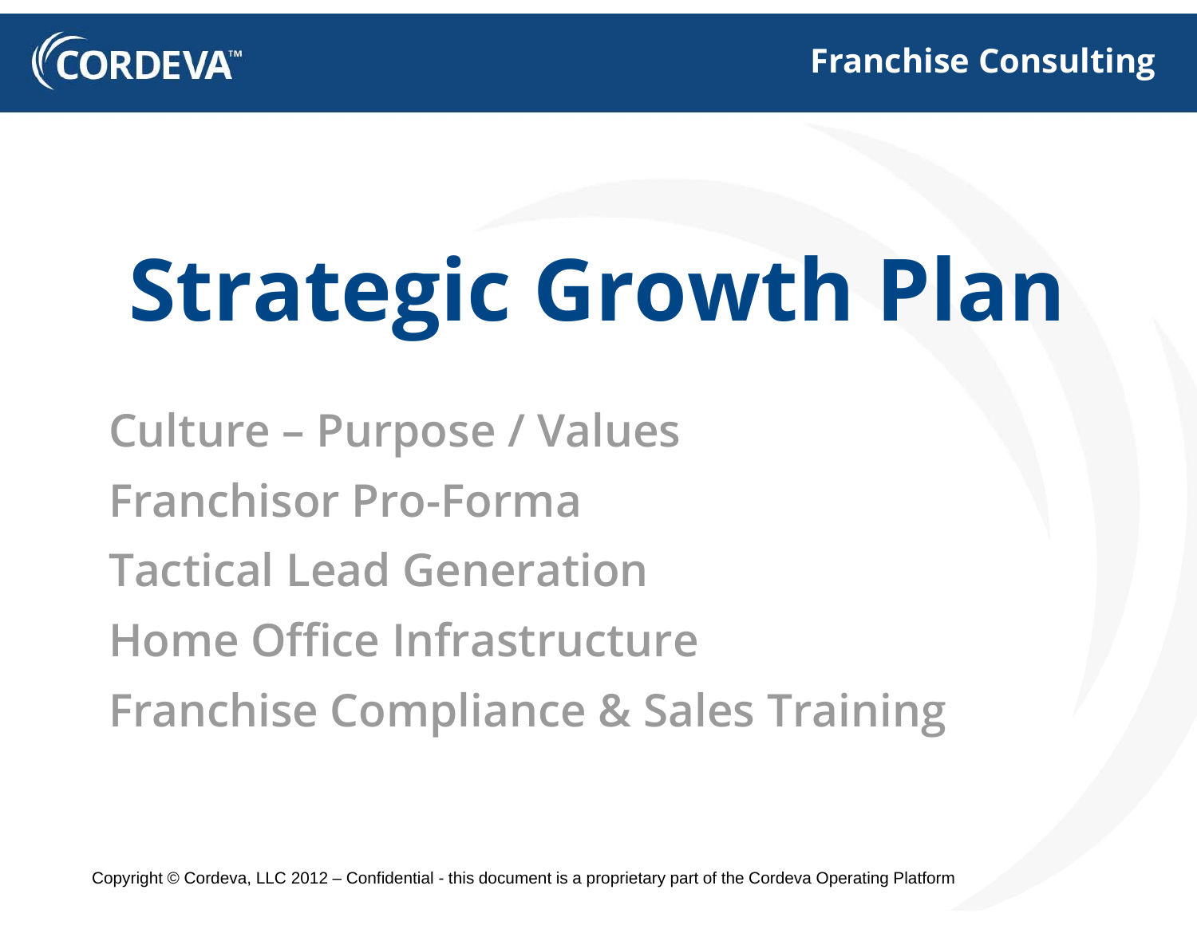# Strategic Growth Plan

- Culture – Purpose / Values
- Franchisor Pro-Forma
- Tactical Lead Generation
- Home Office Infrastructure
- Franchise Compliance & Sales Training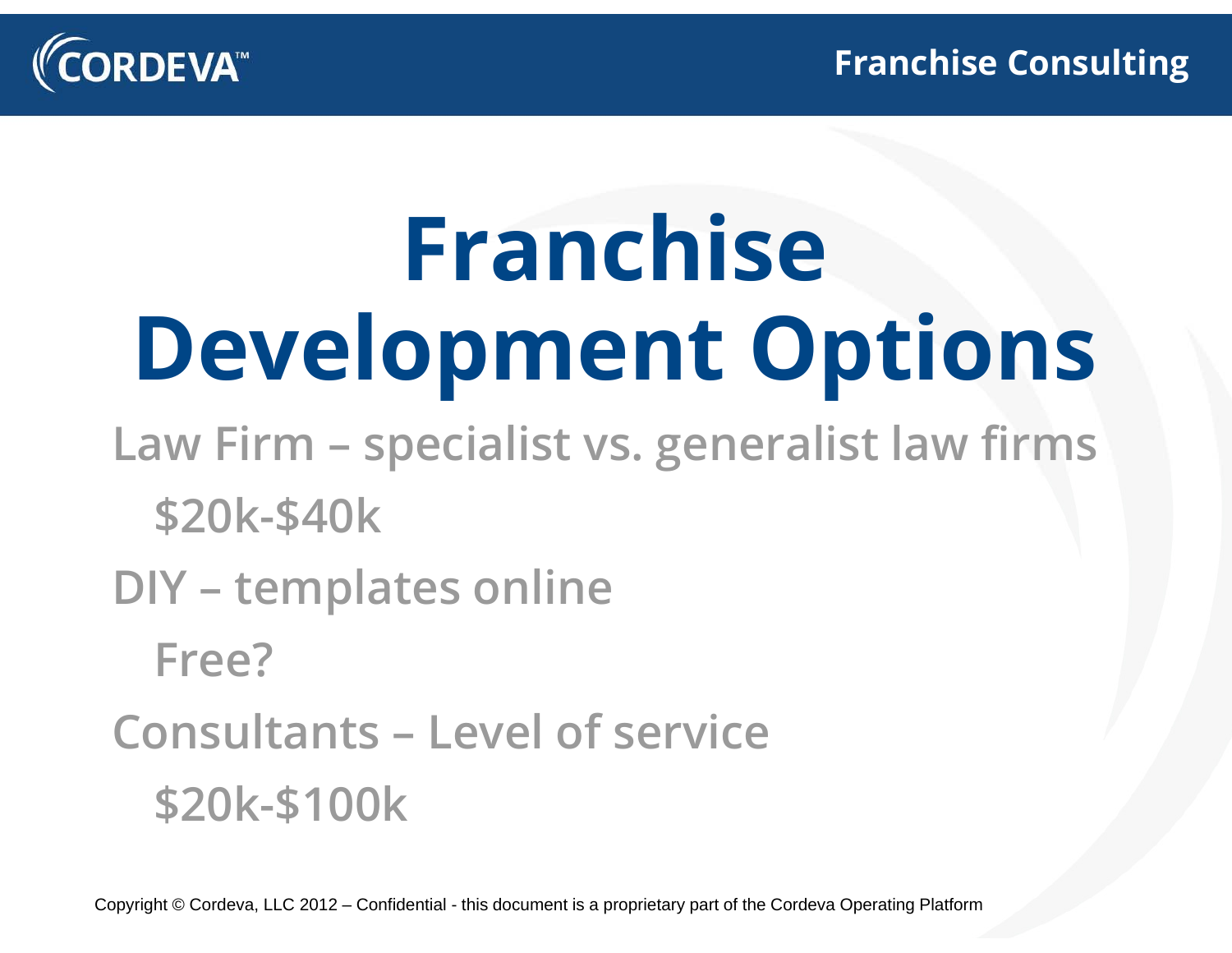# Franchise Development Options

- Law Firm – specialist vs. generalist law firms
  - $20k-$40k
- DIY – templates online
  - Free?
- Consultants – Level of service
  - $20k-$100k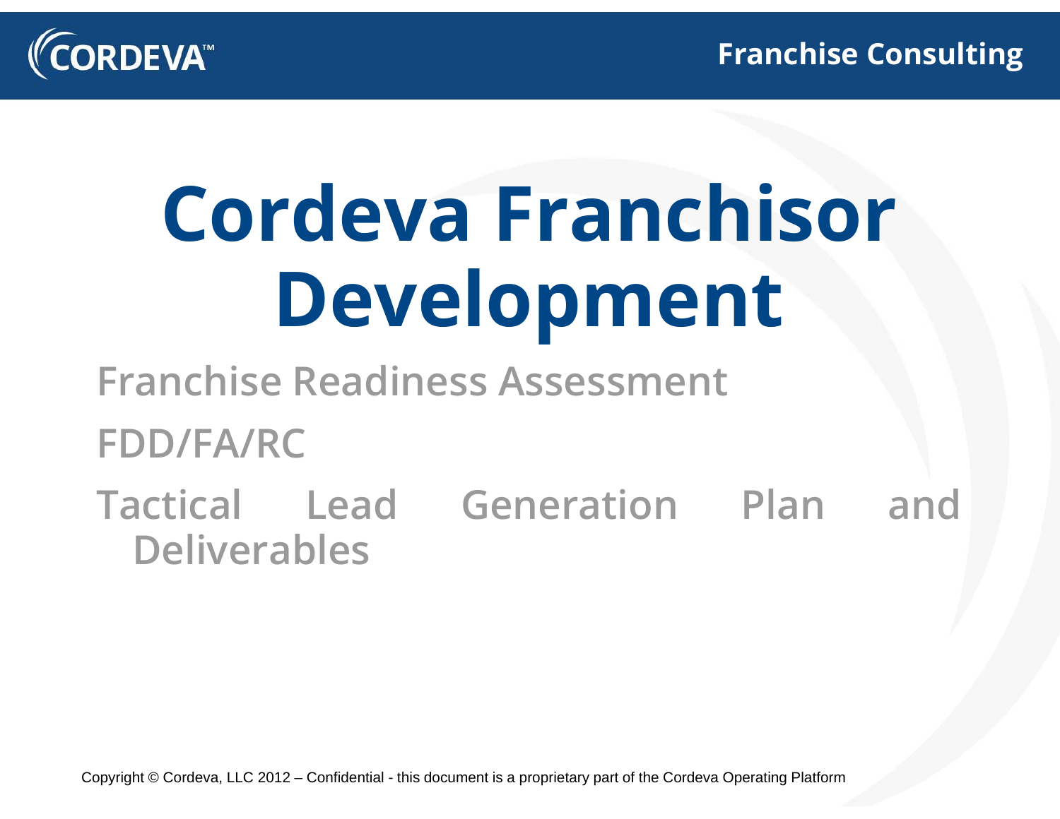# Cordeva Franchisor Development

- Franchise Readiness Assessment
- FDD/FA/RC
- Tactical Lead Generation Plan and Deliverables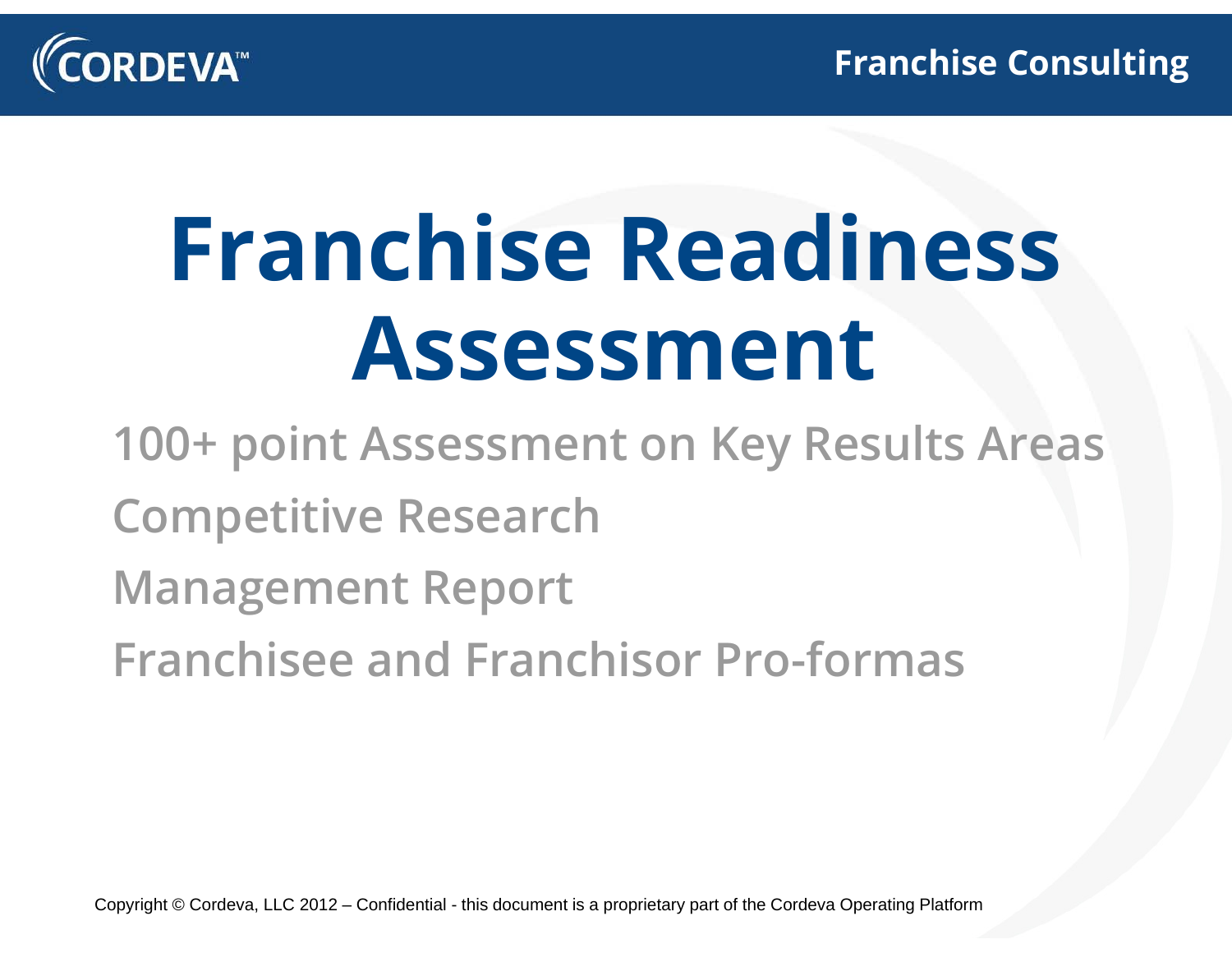# Franchise Readiness Assessment

- 100+ point Assessment on Key Results Areas
- Competitive Research
- Management Report
- Franchisee and Franchisor Pro-formas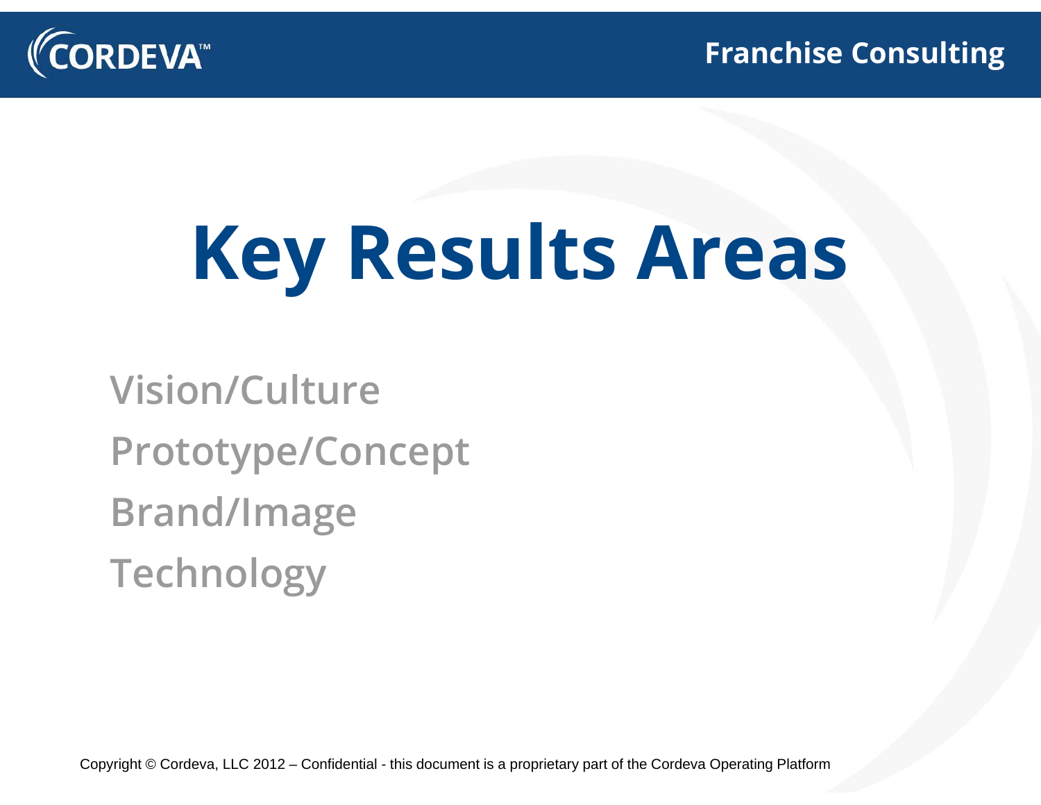# Key Results Areas

- Vision/Culture
- Prototype/Concept
- Brand/Image
- Technology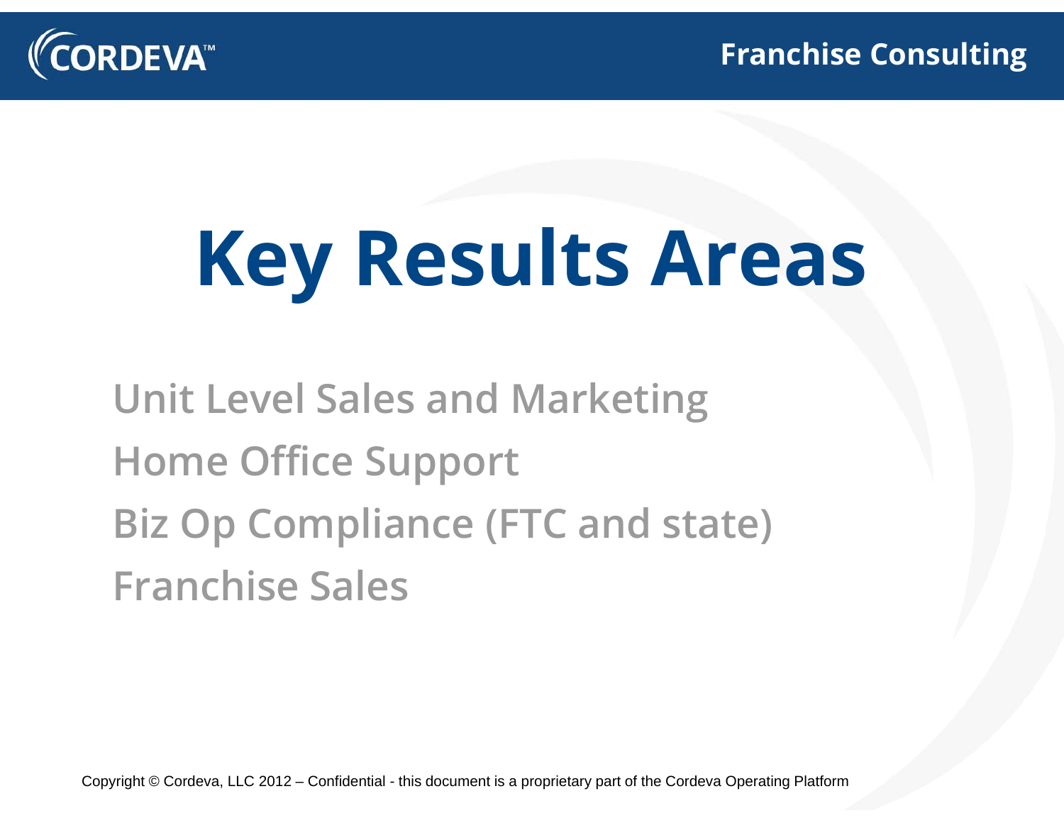# Key Results Areas

- Unit Level Sales and Marketing
- Home Office Support
- Biz Op Compliance (FTC and state)
- Franchise Sales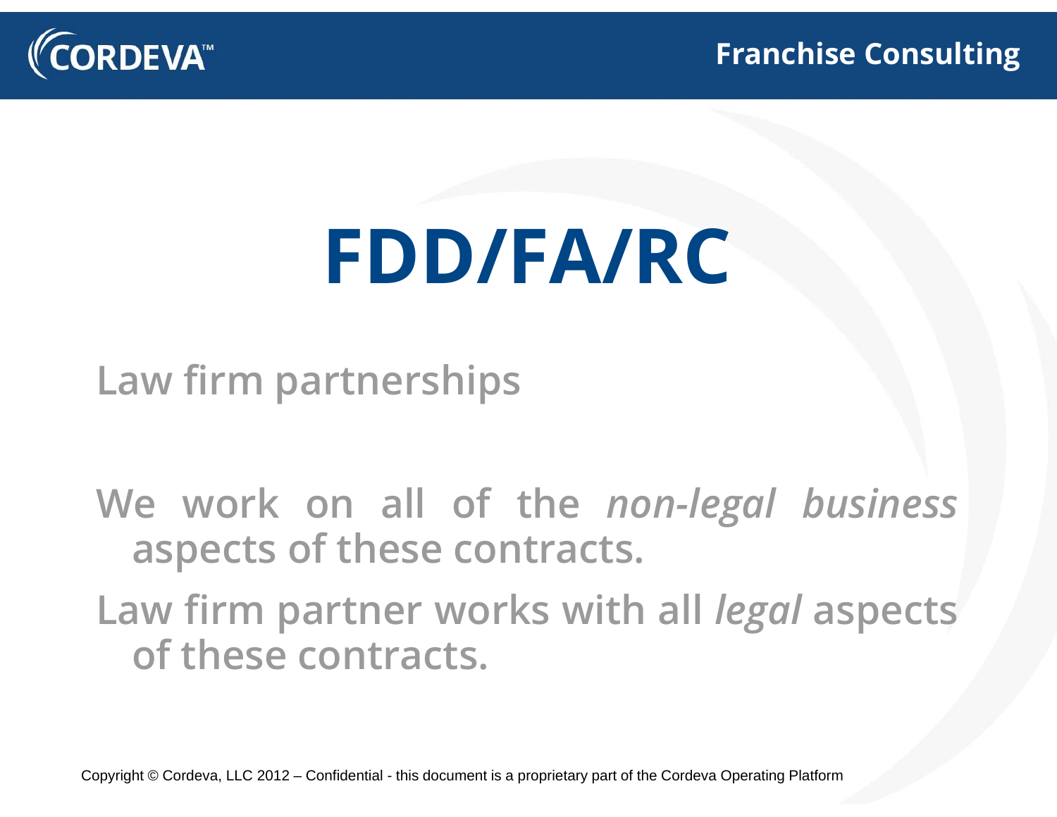# FDD/FA/RC

Law firm partnerships

We work on all of the *non-legal business* aspects of these contracts.

Law firm partner works with all *legal* aspects of these contracts.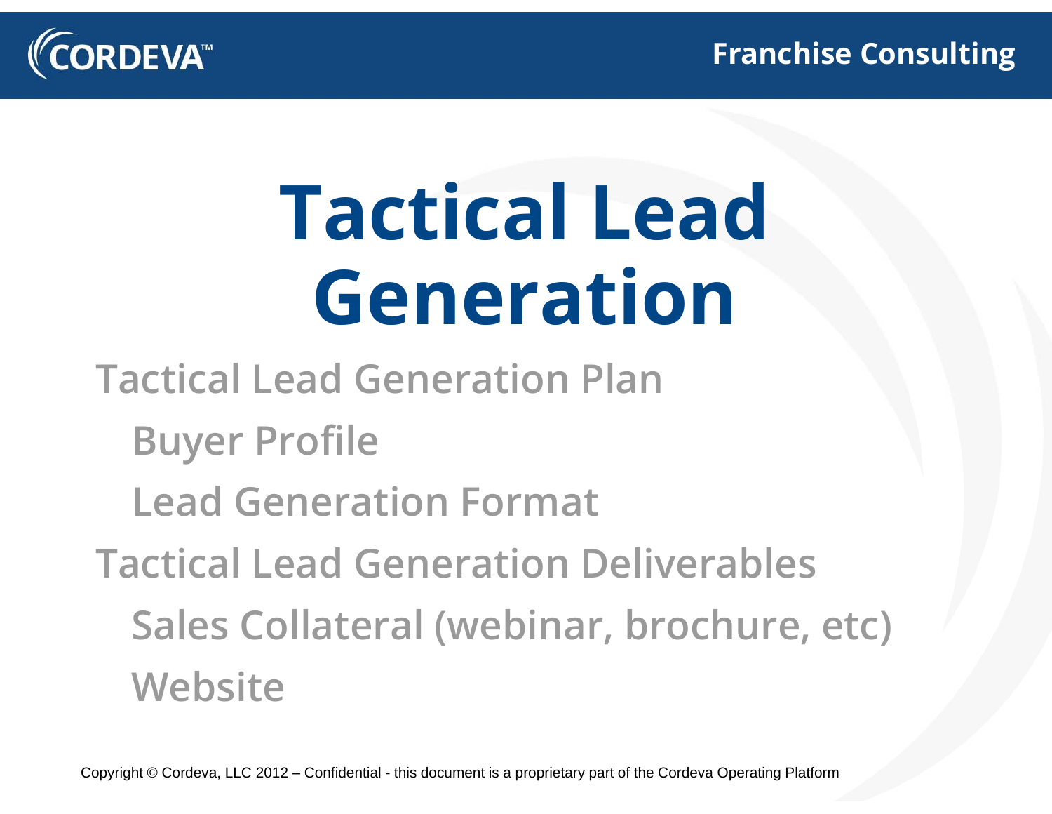# Tactical Lead Generation

- Tactical Lead Generation Plan
  - Buyer Profile
  - Lead Generation Format
- Tactical Lead Generation Deliverables
  - Sales Collateral (webinar, brochure, etc)
  - Website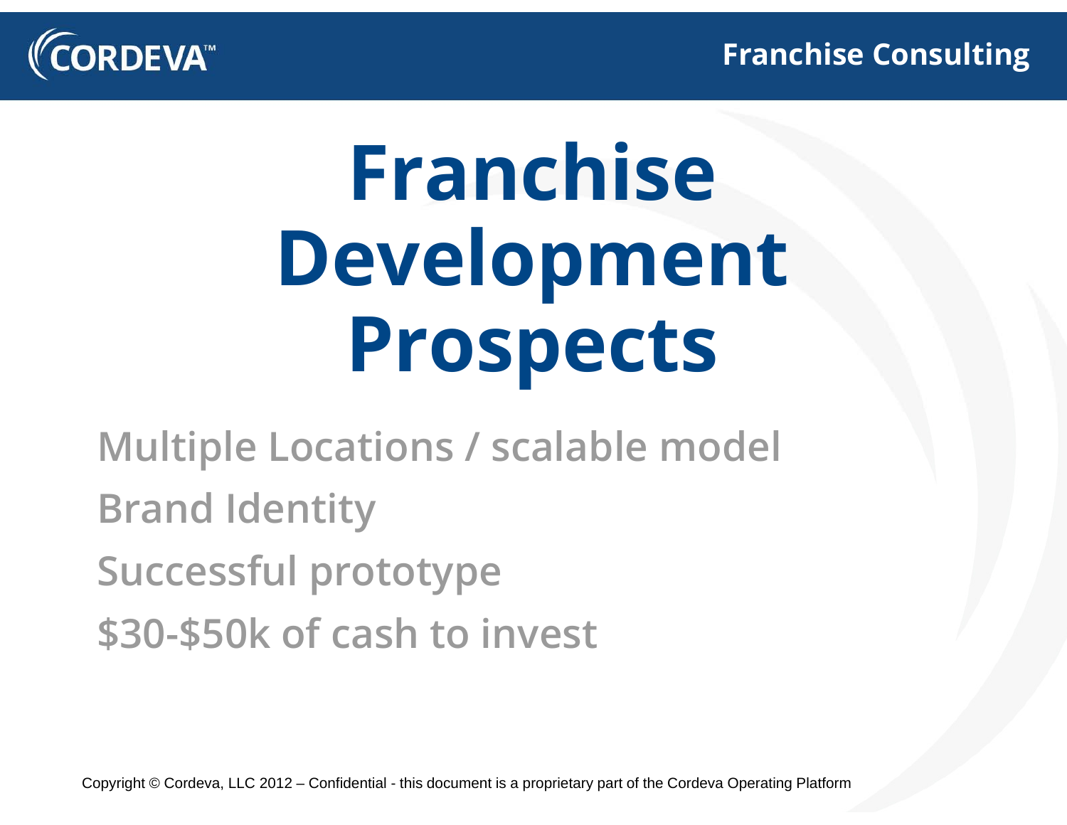# Franchise Development Prospects

- Multiple Locations / scalable model
- Brand Identity
- Successful prototype
- $30-$50k of cash to invest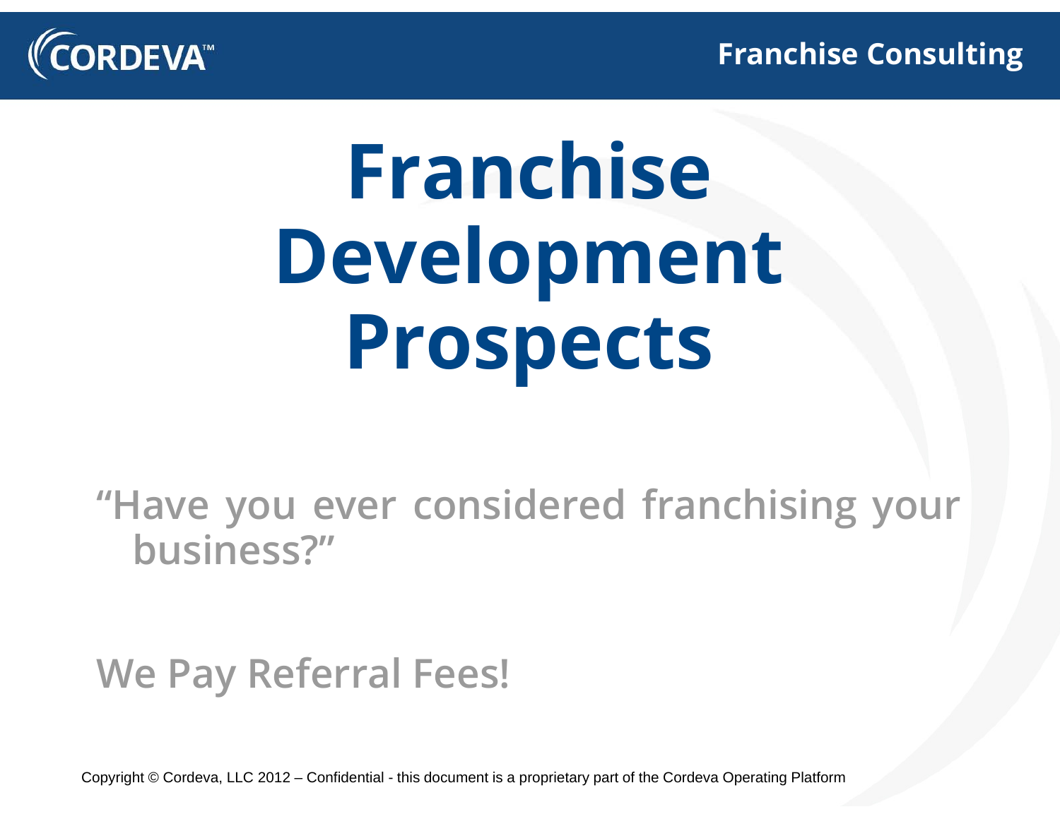# Franchise Development Prospects

"Have you ever considered franchising your business?"

We Pay Referral Fees!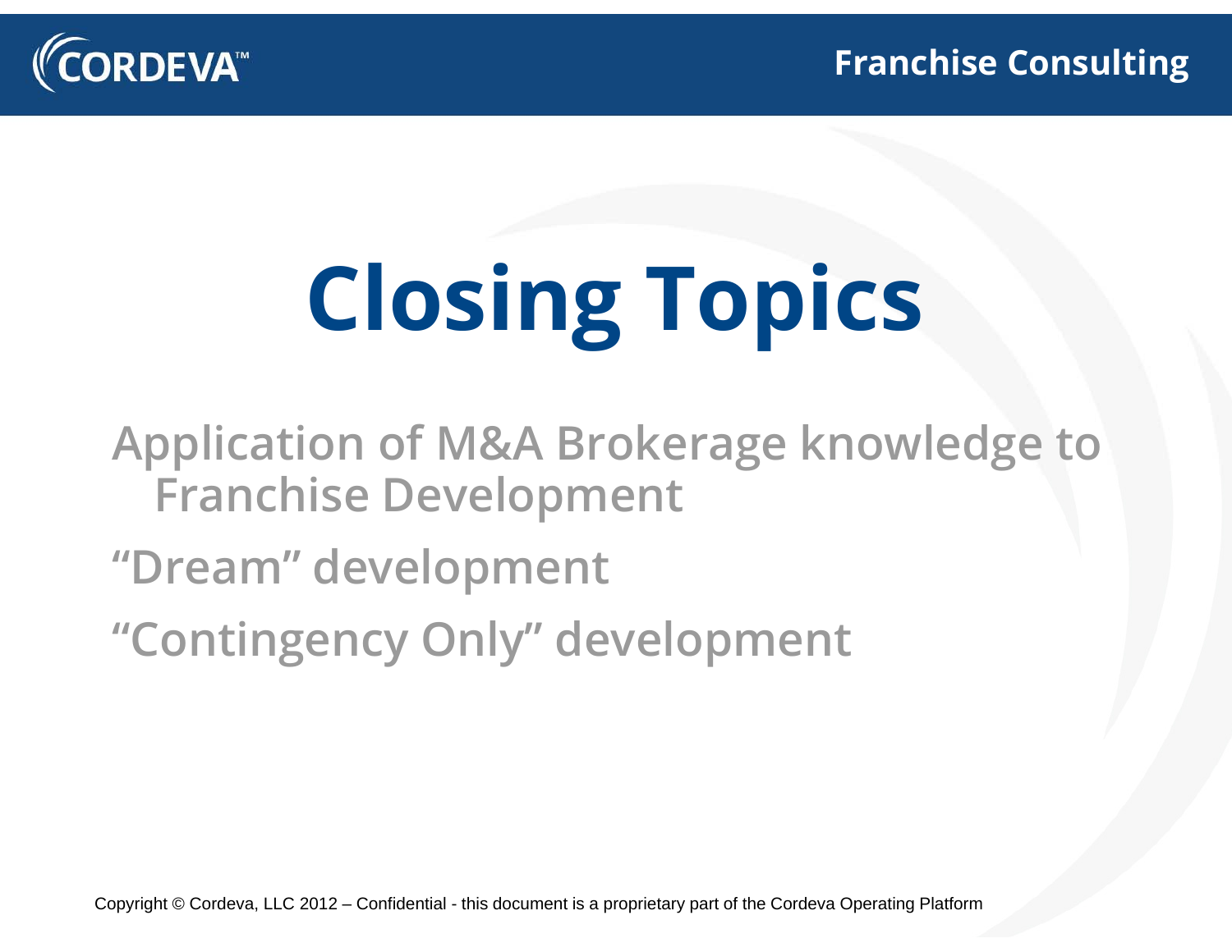# Closing Topics

- Application of M&A Brokerage knowledge to Franchise Development
- "Dream" development
- "Contingency Only" development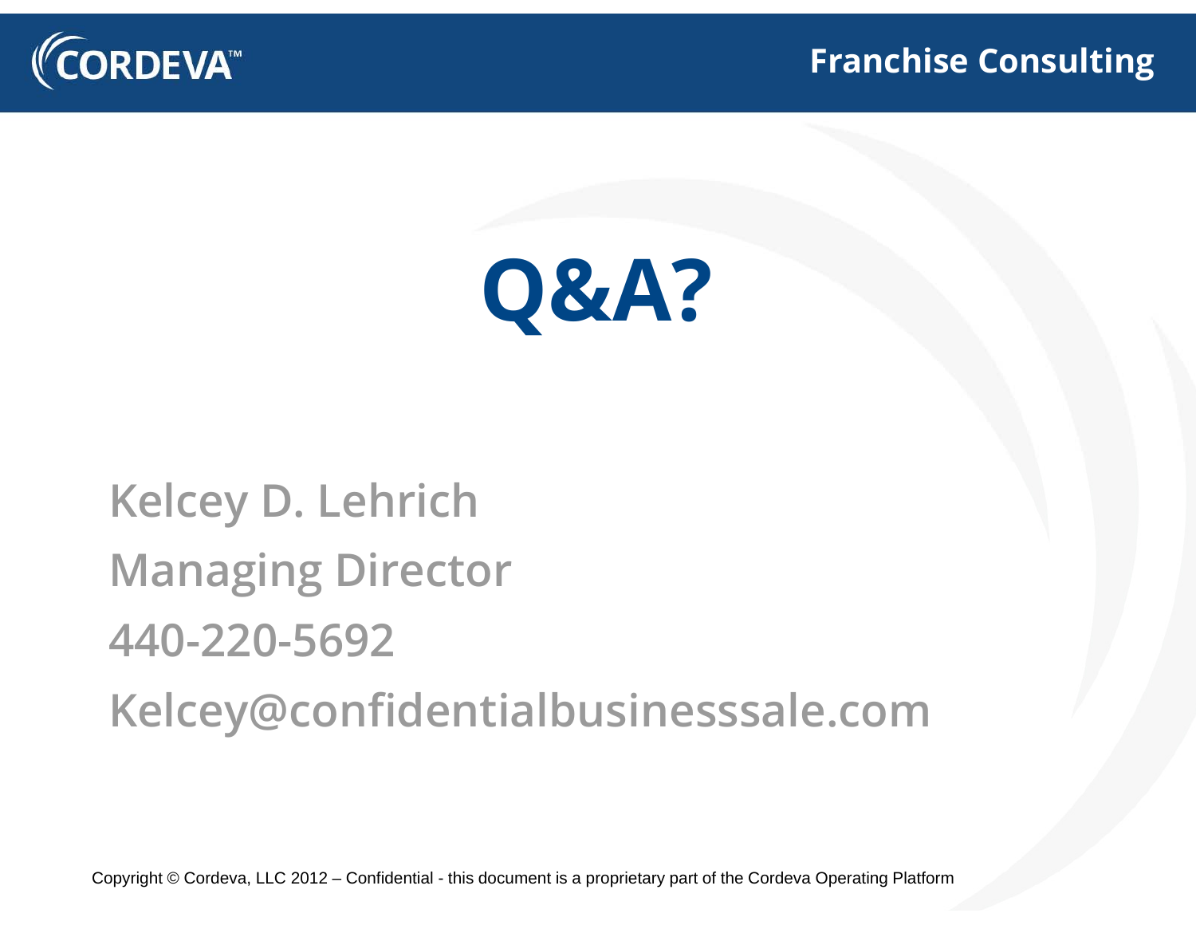# Q&A?

Kelcey D. Lehrich

Managing Director

440-220-5692

Kelcey@confidentialbusinesssale.com